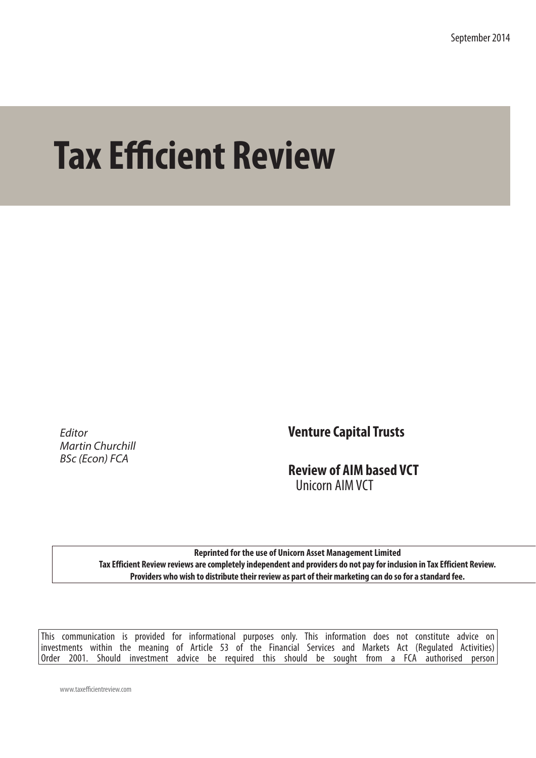September 2014

# Tax Efficient Review

*Editor*
*Martin Churchill*
*BSc (Econ) FCA*

## Venture Capital Trusts

## Review of AIM based VCT

Unicorn AIM VCT

**Reprinted for the use of Unicorn Asset Management Limited**
**Tax Efficient Review reviews are completely independent and providers do not pay for inclusion in Tax Efficient Review.**
**Providers who wish to distribute their review as part of their marketing can do so for a standard fee.**

This communication is provided for informational purposes only. This information does not constitute advice on investments within the meaning of Article 53 of the Financial Services and Markets Act (Regulated Activities) Order 2001. Should investment advice be required this should be sought from a FCA authorised person

www.taxefficientreview.com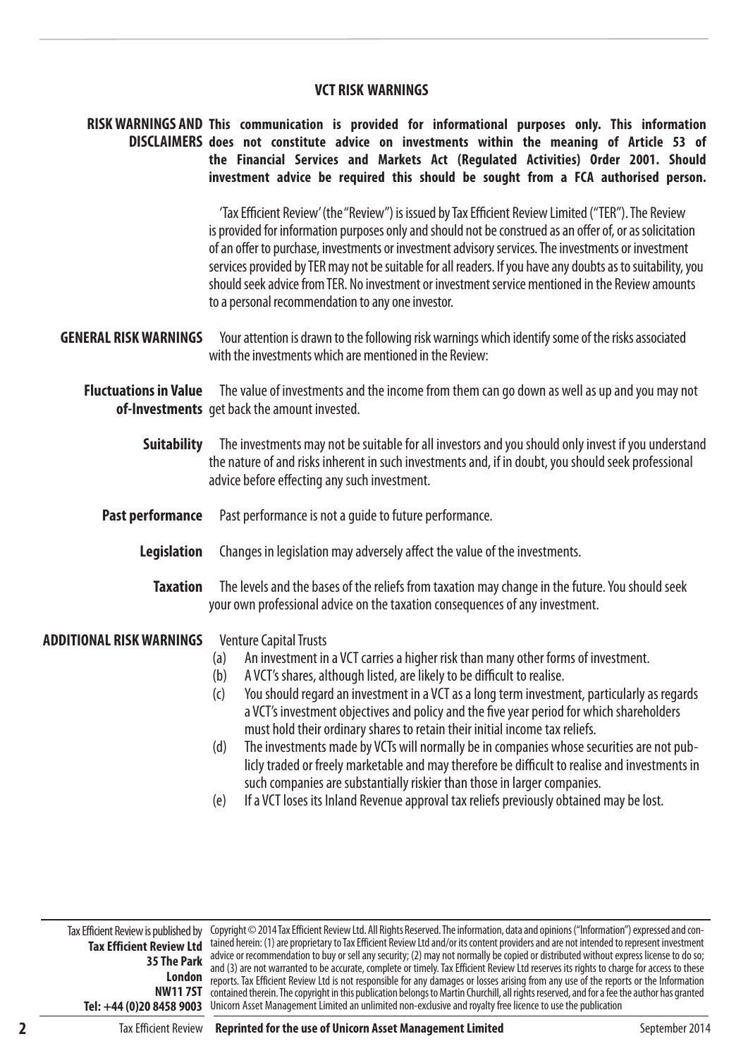## VCT RISK WARNINGS

**RISK WARNINGS AND DISCLAIMERS**

**This communication is provided for informational purposes only. This information does not constitute advice on investments within the meaning of Article 53 of the Financial Services and Markets Act (Regulated Activities) Order 2001. Should investment advice be required this should be sought from a FCA authorised person.**

'Tax Efficient Review' (the "Review") is issued by Tax Efficient Review Limited ("TER"). The Review is provided for information purposes only and should not be construed as an offer of, or as solicitation of an offer to purchase, investments or investment advisory services. The investments or investment services provided by TER may not be suitable for all readers. If you have any doubts as to suitability, you should seek advice from TER. No investment or investment service mentioned in the Review amounts to a personal recommendation to any one investor.

**GENERAL RISK WARNINGS**

Your attention is drawn to the following risk warnings which identify some of the risks associated with the investments which are mentioned in the Review:

**Fluctuations in Value of-Investments** The value of investments and the income from them can go down as well as up and you may not get back the amount invested.

**Suitability** The investments may not be suitable for all investors and you should only invest if you understand the nature of and risks inherent in such investments and, if in doubt, you should seek professional advice before effecting any such investment.

**Past performance** Past performance is not a guide to future performance.

**Legislation** Changes in legislation may adversely affect the value of the investments.

**Taxation** The levels and the bases of the reliefs from taxation may change in the future. You should seek your own professional advice on the taxation consequences of any investment.

**ADDITIONAL RISK WARNINGS**

Venture Capital Trusts

(a) An investment in a VCT carries a higher risk than many other forms of investment.

(b) A VCT's shares, although listed, are likely to be difficult to realise.

(c) You should regard an investment in a VCT as a long term investment, particularly as regards a VCT's investment objectives and policy and the five year period for which shareholders must hold their ordinary shares to retain their initial income tax reliefs.

(d) The investments made by VCTs will normally be in companies whose securities are not publicly traded or freely marketable and may therefore be difficult to realise and investments in such companies are substantially riskier than those in larger companies.

(e) If a VCT loses its Inland Revenue approval tax reliefs previously obtained may be lost.

---

Tax Efficient Review is published by **Tax Efficient Review Ltd 35 The Park London NW11 7ST Tel: +44 (0)20 8458 9003**

Copyright © 2014 Tax Efficient Review Ltd. All Rights Reserved. The information, data and opinions ("Information") expressed and contained herein: (1) are proprietary to Tax Efficient Review Ltd and/or its content providers and are not intended to represent investment advice or recommendation to buy or sell any security; (2) may not normally be copied or distributed without express license to do so; and (3) are not warranted to be accurate, complete or timely. Tax Efficient Review Ltd reserves its rights to charge for access to these reports. Tax Efficient Review Ltd is not responsible for any damages or losses arising from any use of the reports or the Information contained therein. The copyright in this publication belongs to Martin Churchill, all rights reserved, and for a fee the author has granted Unicorn Asset Management Limited an unlimited non-exclusive and royalty free licence to use the publication

**Reprinted for the use of Unicorn Asset Management Limited**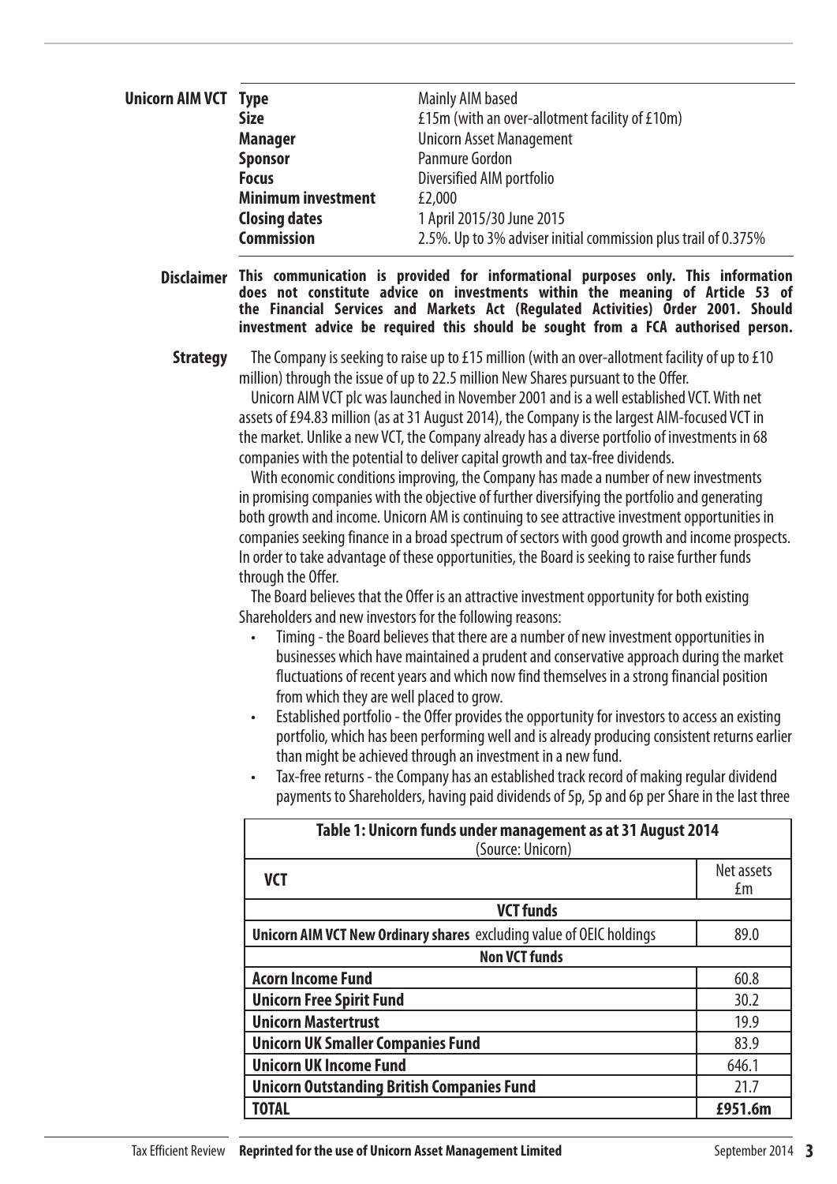**Unicorn AIM VCT**

| | |
|---|---|
| **Type** | Mainly AIM based |
| **Size** | £15m (with an over-allotment facility of £10m) |
| **Manager** | Unicorn Asset Management |
| **Sponsor** | Panmure Gordon |
| **Focus** | Diversified AIM portfolio |
| **Minimum investment** | £2,000 |
| **Closing dates** | 1 April 2015/30 June 2015 |
| **Commission** | 2.5%. Up to 3% adviser initial commission plus trail of 0.375% |

**Disclaimer** **This communication is provided for informational purposes only. This information does not constitute advice on investments within the meaning of Article 53 of the Financial Services and Markets Act (Regulated Activities) Order 2001. Should investment advice be required this should be sought from a FCA authorised person.**

**Strategy** The Company is seeking to raise up to £15 million (with an over-allotment facility of up to £10 million) through the issue of up to 22.5 million New Shares pursuant to the Offer.

Unicorn AIM VCT plc was launched in November 2001 and is a well established VCT. With net assets of £94.83 million (as at 31 August 2014), the Company is the largest AIM-focused VCT in the market. Unlike a new VCT, the Company already has a diverse portfolio of investments in 68 companies with the potential to deliver capital growth and tax-free dividends.

With economic conditions improving, the Company has made a number of new investments in promising companies with the objective of further diversifying the portfolio and generating both growth and income. Unicorn AM is continuing to see attractive investment opportunities in companies seeking finance in a broad spectrum of sectors with good growth and income prospects. In order to take advantage of these opportunities, the Board is seeking to raise further funds through the Offer.

The Board believes that the Offer is an attractive investment opportunity for both existing Shareholders and new investors for the following reasons:

- Timing - the Board believes that there are a number of new investment opportunities in businesses which have maintained a prudent and conservative approach during the market fluctuations of recent years and which now find themselves in a strong financial position from which they are well placed to grow.
- Established portfolio - the Offer provides the opportunity for investors to access an existing portfolio, which has been performing well and is already producing consistent returns earlier than might be achieved through an investment in a new fund.
- Tax-free returns - the Company has an established track record of making regular dividend payments to Shareholders, having paid dividends of 5p, 5p and 6p per Share in the last three

**Table 1: Unicorn funds under management as at 31 August 2014**
(Source: Unicorn)

| VCT | Net assets £m |
|---|---|
| **VCT funds** | |
| **Unicorn AIM VCT New Ordinary shares** excluding value of OEIC holdings | 89.0 |
| **Non VCT funds** | |
| **Acorn Income Fund** | 60.8 |
| **Unicorn Free Spirit Fund** | 30.2 |
| **Unicorn Mastertrust** | 19.9 |
| **Unicorn UK Smaller Companies Fund** | 83.9 |
| **Unicorn UK Income Fund** | 646.1 |
| **Unicorn Outstanding British Companies Fund** | 21.7 |
| **TOTAL** | **£951.6m** |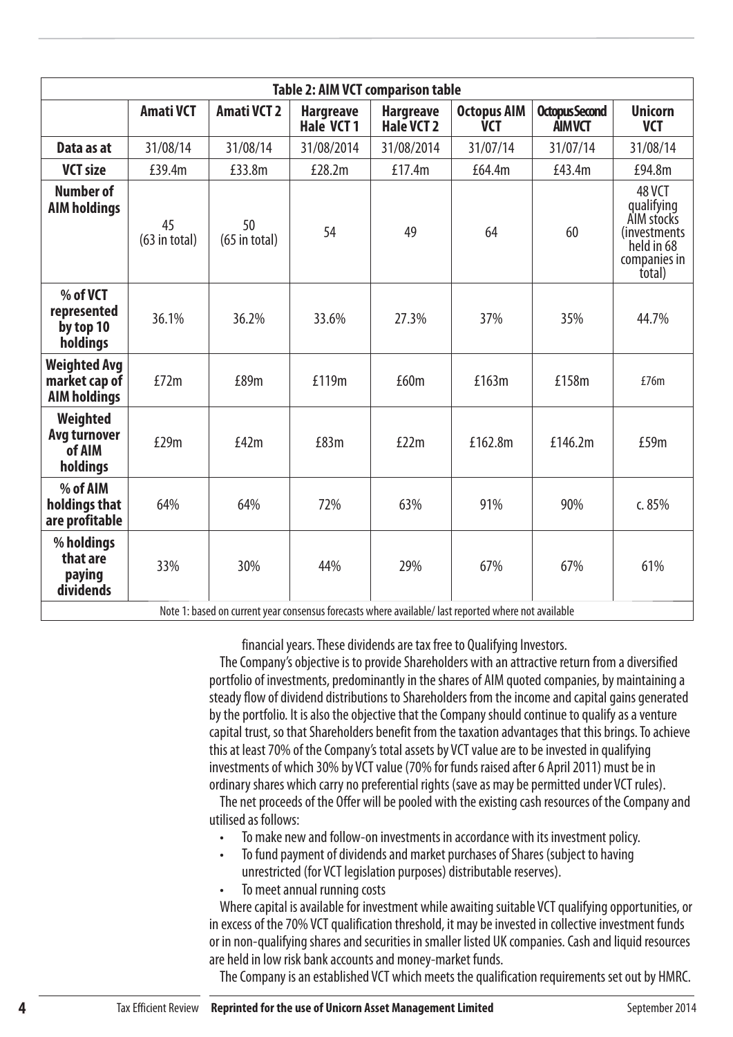| Table 2: AIM VCT comparison table | | | | | | | |
|---|---|---|---|---|---|---|---|
| | **Amati VCT** | **Amati VCT 2** | **Hargreave Hale VCT 1** | **Hargreave Hale VCT 2** | **Octopus AIM VCT** | **Octopus Second AIM VCT** | **Unicorn VCT** |
| **Data as at** | 31/08/14 | 31/08/14 | 31/08/2014 | 31/08/2014 | 31/07/14 | 31/07/14 | 31/08/14 |
| **VCT size** | £39.4m | £33.8m | £28.2m | £17.4m | £64.4m | £43.4m | £94.8m |
| **Number of AIM holdings** | 45 (63 in total) | 50 (65 in total) | 54 | 49 | 64 | 60 | 48 VCT qualifying AIM stocks (investments held in 68 companies in total) |
| **% of VCT represented by top 10 holdings** | 36.1% | 36.2% | 33.6% | 27.3% | 37% | 35% | 44.7% |
| **Weighted Avg market cap of AIM holdings** | £72m | £89m | £119m | £60m | £163m | £158m | £76m |
| **Weighted Avg turnover of AIM holdings** | £29m | £42m | £83m | £22m | £162.8m | £146.2m | £59m |
| **% of AIM holdings that are profitable** | 64% | 64% | 72% | 63% | 91% | 90% | c. 85% |
| **% holdings that are paying dividends** | 33% | 30% | 44% | 29% | 67% | 67% | 61% |

Note 1: based on current year consensus forecasts where available/ last reported where not available

financial years. These dividends are tax free to Qualifying Investors.

The Company's objective is to provide Shareholders with an attractive return from a diversified portfolio of investments, predominantly in the shares of AIM quoted companies, by maintaining a steady flow of dividend distributions to Shareholders from the income and capital gains generated by the portfolio. It is also the objective that the Company should continue to qualify as a venture capital trust, so that Shareholders benefit from the taxation advantages that this brings. To achieve this at least 70% of the Company's total assets by VCT value are to be invested in qualifying investments of which 30% by VCT value (70% for funds raised after 6 April 2011) must be in ordinary shares which carry no preferential rights (save as may be permitted under VCT rules).

The net proceeds of the Offer will be pooled with the existing cash resources of the Company and utilised as follows:

- To make new and follow-on investments in accordance with its investment policy.
- To fund payment of dividends and market purchases of Shares (subject to having unrestricted (for VCT legislation purposes) distributable reserves).
- To meet annual running costs

Where capital is available for investment while awaiting suitable VCT qualifying opportunities, or in excess of the 70% VCT qualification threshold, it may be invested in collective investment funds or in non-qualifying shares and securities in smaller listed UK companies. Cash and liquid resources are held in low risk bank accounts and money-market funds.

The Company is an established VCT which meets the qualification requirements set out by HMRC.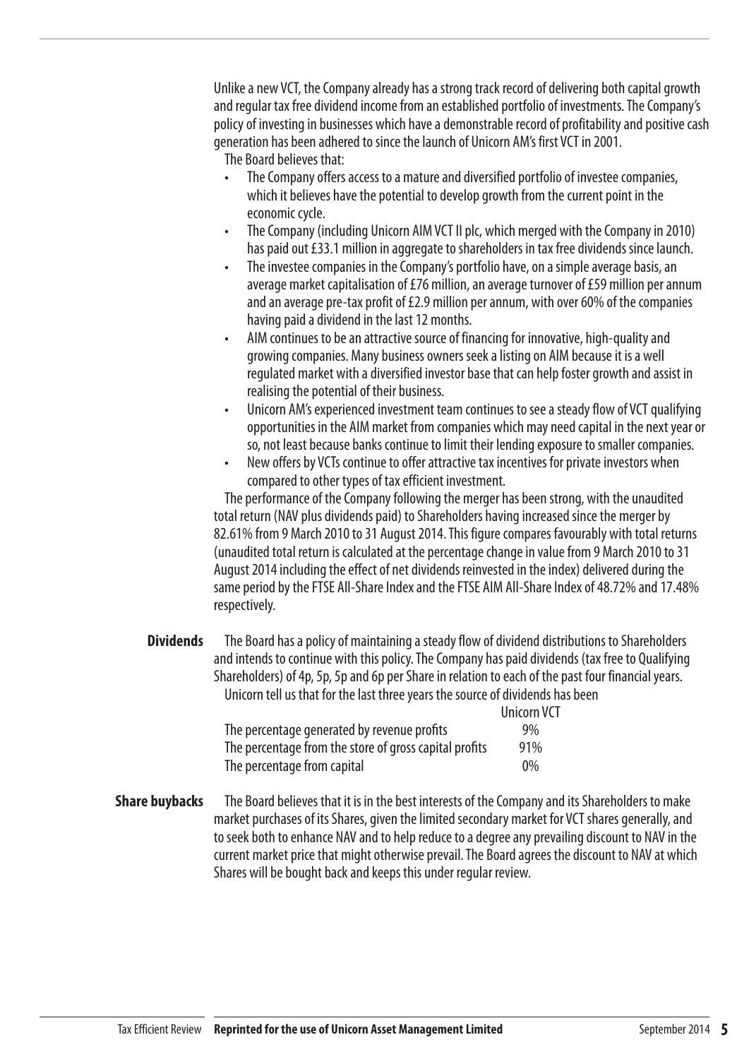Unlike a new VCT, the Company already has a strong track record of delivering both capital growth and regular tax free dividend income from an established portfolio of investments. The Company's policy of investing in businesses which have a demonstrable record of profitability and positive cash generation has been adhered to since the launch of Unicorn AM's first VCT in 2001.

The Board believes that:

- The Company offers access to a mature and diversified portfolio of investee companies, which it believes have the potential to develop growth from the current point in the economic cycle.
- The Company (including Unicorn AIM VCT II plc, which merged with the Company in 2010) has paid out £33.1 million in aggregate to shareholders in tax free dividends since launch.
- The investee companies in the Company's portfolio have, on a simple average basis, an average market capitalisation of £76 million, an average turnover of £59 million per annum and an average pre-tax profit of £2.9 million per annum, with over 60% of the companies having paid a dividend in the last 12 months.
- AIM continues to be an attractive source of financing for innovative, high-quality and growing companies. Many business owners seek a listing on AIM because it is a well regulated market with a diversified investor base that can help foster growth and assist in realising the potential of their business.
- Unicorn AM's experienced investment team continues to see a steady flow of VCT qualifying opportunities in the AIM market from companies which may need capital in the next year or so, not least because banks continue to limit their lending exposure to smaller companies.
- New offers by VCTs continue to offer attractive tax incentives for private investors when compared to other types of tax efficient investment.

The performance of the Company following the merger has been strong, with the unaudited total return (NAV plus dividends paid) to Shareholders having increased since the merger by 82.61% from 9 March 2010 to 31 August 2014. This figure compares favourably with total returns (unaudited total return is calculated at the percentage change in value from 9 March 2010 to 31 August 2014 including the effect of net dividends reinvested in the index) delivered during the same period by the FTSE All-Share Index and the FTSE AIM All-Share Index of 48.72% and 17.48% respectively.

**Dividends**

The Board has a policy of maintaining a steady flow of dividend distributions to Shareholders and intends to continue with this policy. The Company has paid dividends (tax free to Qualifying Shareholders) of 4p, 5p, 5p and 6p per Share in relation to each of the past four financial years.

Unicorn tell us that for the last three years the source of dividends has been

| | Unicorn VCT |
|---|---|
| The percentage generated by revenue profits | 9% |
| The percentage from the store of gross capital profits | 91% |
| The percentage from capital | 0% |

**Share buybacks**

The Board believes that it is in the best interests of the Company and its Shareholders to make market purchases of its Shares, given the limited secondary market for VCT shares generally, and to seek both to enhance NAV and to help reduce to a degree any prevailing discount to NAV in the current market price that might otherwise prevail. The Board agrees the discount to NAV at which Shares will be bought back and keeps this under regular review.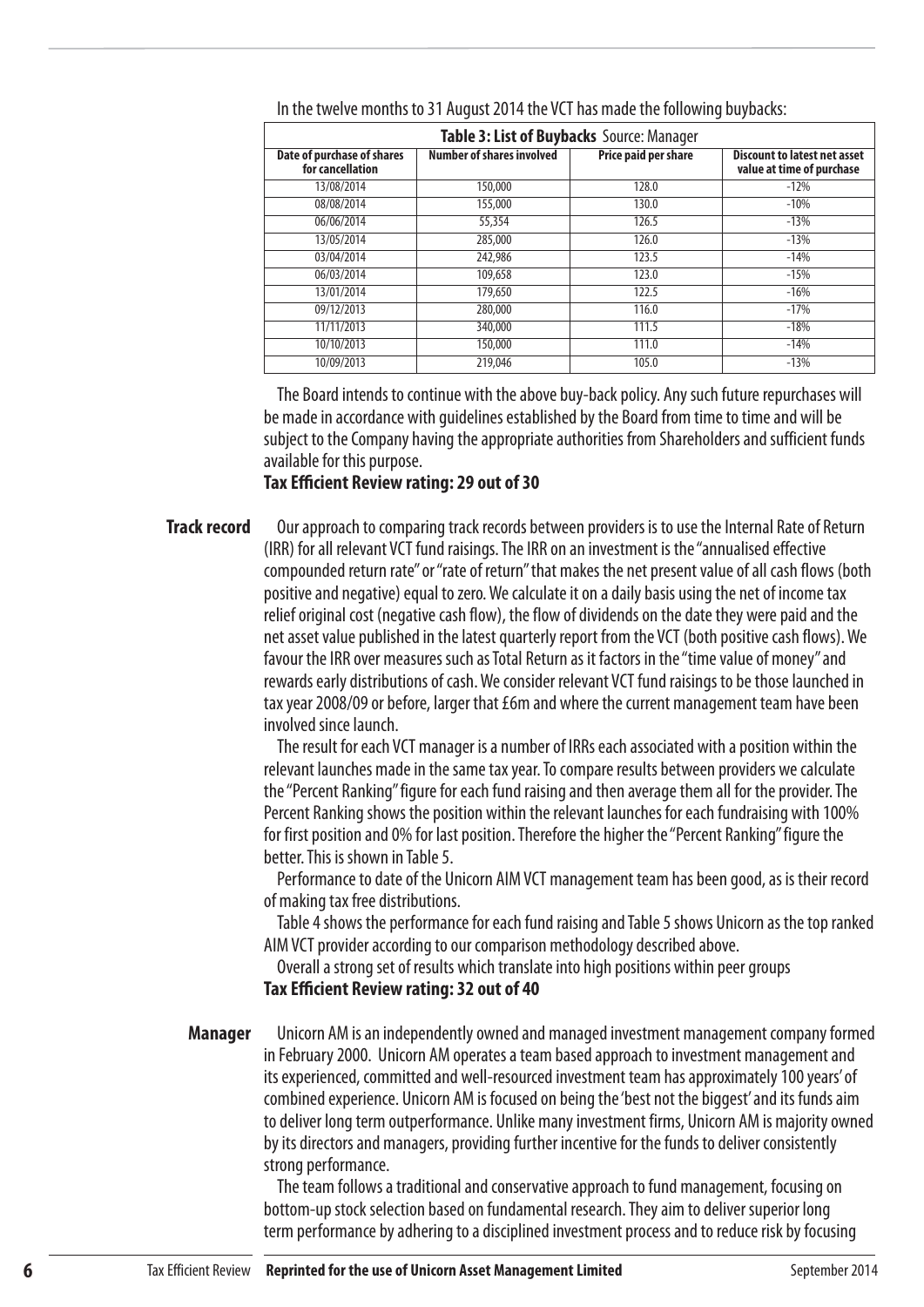In the twelve months to 31 August 2014 the VCT has made the following buybacks:

| **Table 3: List of Buybacks** Source: Manager | | | |
|---|---|---|---|
| **Date of purchase of shares for cancellation** | **Number of shares involved** | **Price paid per share** | **Discount to latest net asset value at time of purchase** |
| 13/08/2014 | 150,000 | 128.0 | -12% |
| 08/08/2014 | 155,000 | 130.0 | -10% |
| 06/06/2014 | 55,354 | 126.5 | -13% |
| 13/05/2014 | 285,000 | 126.0 | -13% |
| 03/04/2014 | 242,986 | 123.5 | -14% |
| 06/03/2014 | 109,658 | 123.0 | -15% |
| 13/01/2014 | 179,650 | 122.5 | -16% |
| 09/12/2013 | 280,000 | 116.0 | -17% |
| 11/11/2013 | 340,000 | 111.5 | -18% |
| 10/10/2013 | 150,000 | 111.0 | -14% |
| 10/09/2013 | 219,046 | 105.0 | -13% |

The Board intends to continue with the above buy-back policy. Any such future repurchases will be made in accordance with guidelines established by the Board from time to time and will be subject to the Company having the appropriate authorities from Shareholders and sufficient funds available for this purpose.

**Tax Efficient Review rating: 29 out of 30**

## Track record

Our approach to comparing track records between providers is to use the Internal Rate of Return (IRR) for all relevant VCT fund raisings. The IRR on an investment is the "annualised effective compounded return rate" or "rate of return" that makes the net present value of all cash flows (both positive and negative) equal to zero. We calculate it on a daily basis using the net of income tax relief original cost (negative cash flow), the flow of dividends on the date they were paid and the net asset value published in the latest quarterly report from the VCT (both positive cash flows). We favour the IRR over measures such as Total Return as it factors in the "time value of money" and rewards early distributions of cash. We consider relevant VCT fund raisings to be those launched in tax year 2008/09 or before, larger that £6m and where the current management team have been involved since launch.

The result for each VCT manager is a number of IRRs each associated with a position within the relevant launches made in the same tax year. To compare results between providers we calculate the "Percent Ranking" figure for each fund raising and then average them all for the provider. The Percent Ranking shows the position within the relevant launches for each fundraising with 100% for first position and 0% for last position. Therefore the higher the "Percent Ranking" figure the better. This is shown in Table 5.

Performance to date of the Unicorn AIM VCT management team has been good, as is their record of making tax free distributions.

Table 4 shows the performance for each fund raising and Table 5 shows Unicorn as the top ranked AIM VCT provider according to our comparison methodology described above.

Overall a strong set of results which translate into high positions within peer groups

**Tax Efficient Review rating: 32 out of 40**

## Manager

Unicorn AM is an independently owned and managed investment management company formed in February 2000. Unicorn AM operates a team based approach to investment management and its experienced, committed and well-resourced investment team has approximately 100 years' of combined experience. Unicorn AM is focused on being the 'best not the biggest' and its funds aim to deliver long term outperformance. Unlike many investment firms, Unicorn AM is majority owned by its directors and managers, providing further incentive for the funds to deliver consistently strong performance.

The team follows a traditional and conservative approach to fund management, focusing on bottom-up stock selection based on fundamental research. They aim to deliver superior long term performance by adhering to a disciplined investment process and to reduce risk by focusing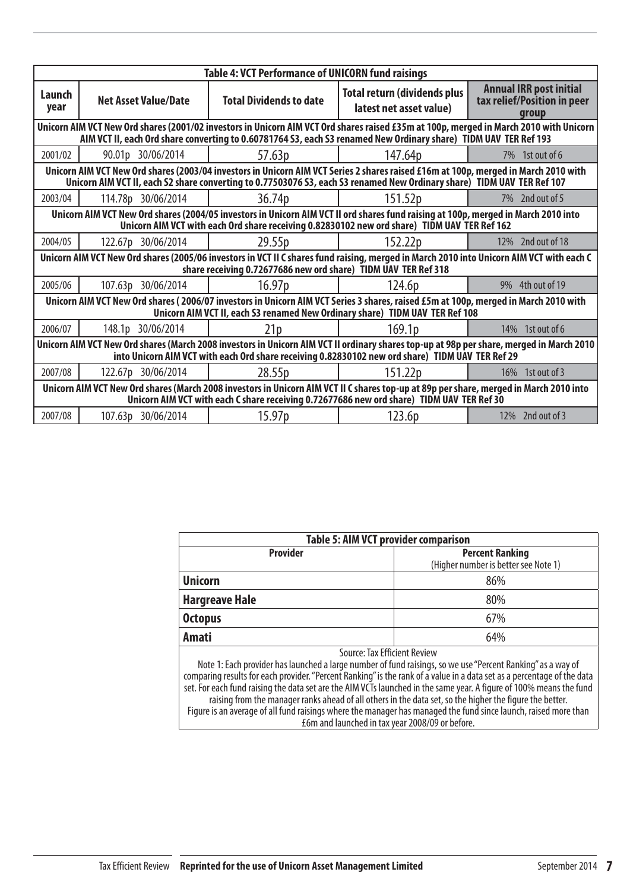| Table 4: VCT Performance of UNICORN fund raisings | | | | |
|---|---|---|---|---|
| **Launch year** | **Net Asset Value/Date** | **Total Dividends to date** | **Total return (dividends plus latest net asset value)** | **Annual IRR post initial tax relief/Position in peer group** |
| **Unicorn AIM VCT New Ord shares (2001/02 investors in Unicorn AIM VCT Ord shares raised £35m at 100p, merged in March 2010 with Unicorn AIM VCT II, each Ord share converting to 0.60781764 S3, each S3 renamed New Ordinary share) TIDM UAV TER Ref 193** | | | | |
| 2001/02 | 90.01p 30/06/2014 | 57.63p | 147.64p | 7% 1st out of 6 |
| **Unicorn AIM VCT New Ord shares (2003/04 investors in Unicorn AIM VCT Series 2 shares raised £16m at 100p, merged in March 2010 with Unicorn AIM VCT II, each S2 share converting to 0.77503076 S3, each S3 renamed New Ordinary share) TIDM UAV TER Ref 107** | | | | |
| 2003/04 | 114.78p 30/06/2014 | 36.74p | 151.52p | 7% 2nd out of 5 |
| **Unicorn AIM VCT New Ord shares (2004/05 investors in Unicorn AIM VCT II ord shares fund raising at 100p, merged in March 2010 into Unicorn AIM VCT with each Ord share receiving 0.82830102 new ord share) TIDM UAV TER Ref 162** | | | | |
| 2004/05 | 122.67p 30/06/2014 | 29.55p | 152.22p | 12% 2nd out of 18 |
| **Unicorn AIM VCT New Ord shares (2005/06 investors in VCT II C shares fund raising, merged in March 2010 into Unicorn AIM VCT with each C share receiving 0.72677686 new ord share) TIDM UAV TER Ref 318** | | | | |
| 2005/06 | 107.63p 30/06/2014 | 16.97p | 124.6p | 9% 4th out of 19 |
| **Unicorn AIM VCT New Ord shares ( 2006/07 investors in Unicorn AIM VCT Series 3 shares, raised £5m at 100p, merged in March 2010 with Unicorn AIM VCT II, each S3 renamed New Ordinary share) TIDM UAV TER Ref 108** | | | | |
| 2006/07 | 148.1p 30/06/2014 | 21p | 169.1p | 14% 1st out of 6 |
| **Unicorn AIM VCT New Ord shares (March 2008 investors in Unicorn AIM VCT II ordinary shares top-up at 98p per share, merged in March 2010 into Unicorn AIM VCT with each Ord share receiving 0.82830102 new ord share) TIDM UAV TER Ref 29** | | | | |
| 2007/08 | 122.67p 30/06/2014 | 28.55p | 151.22p | 16% 1st out of 3 |
| **Unicorn AIM VCT New Ord shares (March 2008 investors in Unicorn AIM VCT II C shares top-up at 89p per share, merged in March 2010 into Unicorn AIM VCT with each C share receiving 0.72677686 new ord share) TIDM UAV TER Ref 30** | | | | |
| 2007/08 | 107.63p 30/06/2014 | 15.97p | 123.6p | 12% 2nd out of 3 |

| Table 5: AIM VCT provider comparison | |
|---|---|
| **Provider** | **Percent Ranking** (Higher number is better see Note 1) |
| **Unicorn** | 86% |
| **Hargreave Hale** | 80% |
| **Octopus** | 67% |
| **Amati** | 64% |

Source: Tax Efficient Review

Note 1: Each provider has launched a large number of fund raisings, so we use "Percent Ranking" as a way of comparing results for each provider. "Percent Ranking" is the rank of a value in a data set as a percentage of the data set. For each fund raising the data set are the AIM VCTs launched in the same year. A figure of 100% means the fund raising from the manager ranks ahead of all others in the data set, so the higher the figure the better. Figure is an average of all fund raisings where the manager has managed the fund since launch, raised more than £6m and launched in tax year 2008/09 or before.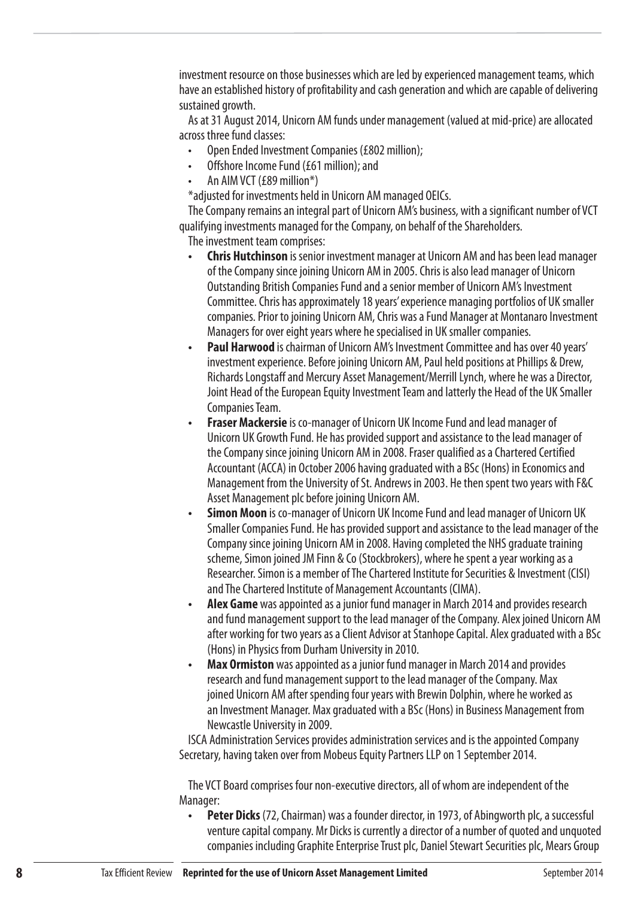investment resource on those businesses which are led by experienced management teams, which have an established history of profitability and cash generation and which are capable of delivering sustained growth.

As at 31 August 2014, Unicorn AM funds under management (valued at mid-price) are allocated across three fund classes:

- Open Ended Investment Companies (£802 million);
- Offshore Income Fund (£61 million); and
- An AIM VCT (£89 million*)

*adjusted for investments held in Unicorn AM managed OEICs.

The Company remains an integral part of Unicorn AM's business, with a significant number of VCT qualifying investments managed for the Company, on behalf of the Shareholders.

The investment team comprises:

- **Chris Hutchinson** is senior investment manager at Unicorn AM and has been lead manager of the Company since joining Unicorn AM in 2005. Chris is also lead manager of Unicorn Outstanding British Companies Fund and a senior member of Unicorn AM's Investment Committee. Chris has approximately 18 years' experience managing portfolios of UK smaller companies. Prior to joining Unicorn AM, Chris was a Fund Manager at Montanaro Investment Managers for over eight years where he specialised in UK smaller companies.
- **Paul Harwood** is chairman of Unicorn AM's Investment Committee and has over 40 years' investment experience. Before joining Unicorn AM, Paul held positions at Phillips & Drew, Richards Longstaff and Mercury Asset Management/Merrill Lynch, where he was a Director, Joint Head of the European Equity Investment Team and latterly the Head of the UK Smaller Companies Team.
- **Fraser Mackersie** is co-manager of Unicorn UK Income Fund and lead manager of Unicorn UK Growth Fund. He has provided support and assistance to the lead manager of the Company since joining Unicorn AM in 2008. Fraser qualified as a Chartered Certified Accountant (ACCA) in October 2006 having graduated with a BSc (Hons) in Economics and Management from the University of St. Andrews in 2003. He then spent two years with F&C Asset Management plc before joining Unicorn AM.
- **Simon Moon** is co-manager of Unicorn UK Income Fund and lead manager of Unicorn UK Smaller Companies Fund. He has provided support and assistance to the lead manager of the Company since joining Unicorn AM in 2008. Having completed the NHS graduate training scheme, Simon joined JM Finn & Co (Stockbrokers), where he spent a year working as a Researcher. Simon is a member of The Chartered Institute for Securities & Investment (CISI) and The Chartered Institute of Management Accountants (CIMA).
- **Alex Game** was appointed as a junior fund manager in March 2014 and provides research and fund management support to the lead manager of the Company. Alex joined Unicorn AM after working for two years as a Client Advisor at Stanhope Capital. Alex graduated with a BSc (Hons) in Physics from Durham University in 2010.
- **Max Ormiston** was appointed as a junior fund manager in March 2014 and provides research and fund management support to the lead manager of the Company. Max joined Unicorn AM after spending four years with Brewin Dolphin, where he worked as an Investment Manager. Max graduated with a BSc (Hons) in Business Management from Newcastle University in 2009.

ISCA Administration Services provides administration services and is the appointed Company Secretary, having taken over from Mobeus Equity Partners LLP on 1 September 2014.

The VCT Board comprises four non-executive directors, all of whom are independent of the Manager:

- **Peter Dicks** (72, Chairman) was a founder director, in 1973, of Abingworth plc, a successful venture capital company. Mr Dicks is currently a director of a number of quoted and unquoted companies including Graphite Enterprise Trust plc, Daniel Stewart Securities plc, Mears Group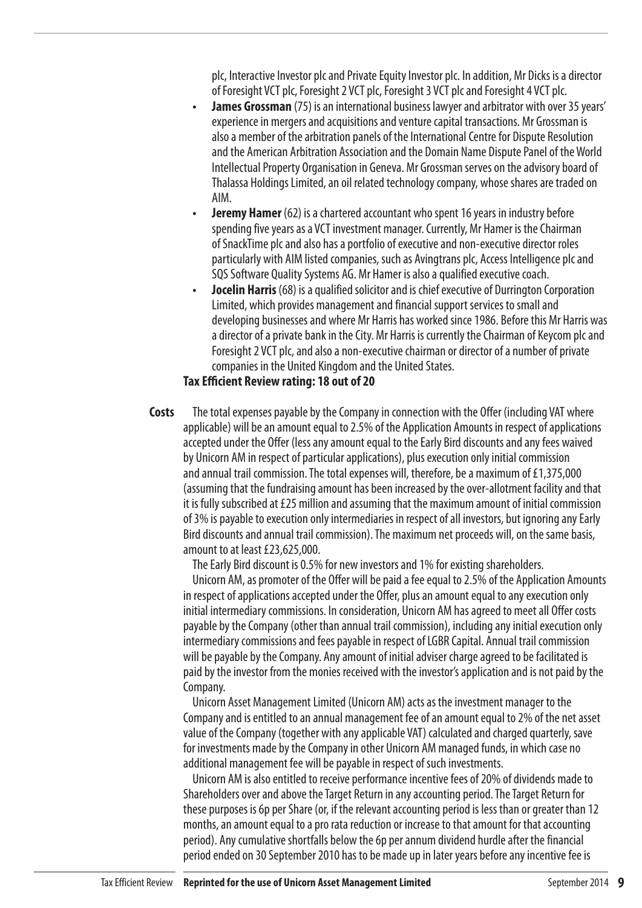plc, Interactive Investor plc and Private Equity Investor plc. In addition, Mr Dicks is a director of Foresight VCT plc, Foresight 2 VCT plc, Foresight 3 VCT plc and Foresight 4 VCT plc.

- **James Grossman** (75) is an international business lawyer and arbitrator with over 35 years' experience in mergers and acquisitions and venture capital transactions. Mr Grossman is also a member of the arbitration panels of the International Centre for Dispute Resolution and the American Arbitration Association and the Domain Name Dispute Panel of the World Intellectual Property Organisation in Geneva. Mr Grossman serves on the advisory board of Thalassa Holdings Limited, an oil related technology company, whose shares are traded on AIM.
- **Jeremy Hamer** (62) is a chartered accountant who spent 16 years in industry before spending five years as a VCT investment manager. Currently, Mr Hamer is the Chairman of SnackTime plc and also has a portfolio of executive and non-executive director roles particularly with AIM listed companies, such as Avingtrans plc, Access Intelligence plc and SQS Software Quality Systems AG. Mr Hamer is also a qualified executive coach.
- **Jocelin Harris** (68) is a qualified solicitor and is chief executive of Durrington Corporation Limited, which provides management and financial support services to small and developing businesses and where Mr Harris has worked since 1986. Before this Mr Harris was a director of a private bank in the City. Mr Harris is currently the Chairman of Keycom plc and Foresight 2 VCT plc, and also a non-executive chairman or director of a number of private companies in the United Kingdom and the United States.

**Tax Efficient Review rating: 18 out of 20**

**Costs** The total expenses payable by the Company in connection with the Offer (including VAT where applicable) will be an amount equal to 2.5% of the Application Amounts in respect of applications accepted under the Offer (less any amount equal to the Early Bird discounts and any fees waived by Unicorn AM in respect of particular applications), plus execution only initial commission and annual trail commission. The total expenses will, therefore, be a maximum of £1,375,000 (assuming that the fundraising amount has been increased by the over-allotment facility and that it is fully subscribed at £25 million and assuming that the maximum amount of initial commission of 3% is payable to execution only intermediaries in respect of all investors, but ignoring any Early Bird discounts and annual trail commission). The maximum net proceeds will, on the same basis, amount to at least £23,625,000.

The Early Bird discount is 0.5% for new investors and 1% for existing shareholders.

Unicorn AM, as promoter of the Offer will be paid a fee equal to 2.5% of the Application Amounts in respect of applications accepted under the Offer, plus an amount equal to any execution only initial intermediary commissions. In consideration, Unicorn AM has agreed to meet all Offer costs payable by the Company (other than annual trail commission), including any initial execution only intermediary commissions and fees payable in respect of LGBR Capital. Annual trail commission will be payable by the Company. Any amount of initial adviser charge agreed to be facilitated is paid by the investor from the monies received with the investor's application and is not paid by the Company.

Unicorn Asset Management Limited (Unicorn AM) acts as the investment manager to the Company and is entitled to an annual management fee of an amount equal to 2% of the net asset value of the Company (together with any applicable VAT) calculated and charged quarterly, save for investments made by the Company in other Unicorn AM managed funds, in which case no additional management fee will be payable in respect of such investments.

Unicorn AM is also entitled to receive performance incentive fees of 20% of dividends made to Shareholders over and above the Target Return in any accounting period. The Target Return for these purposes is 6p per Share (or, if the relevant accounting period is less than or greater than 12 months, an amount equal to a pro rata reduction or increase to that amount for that accounting period). Any cumulative shortfalls below the 6p per annum dividend hurdle after the financial period ended on 30 September 2010 has to be made up in later years before any incentive fee is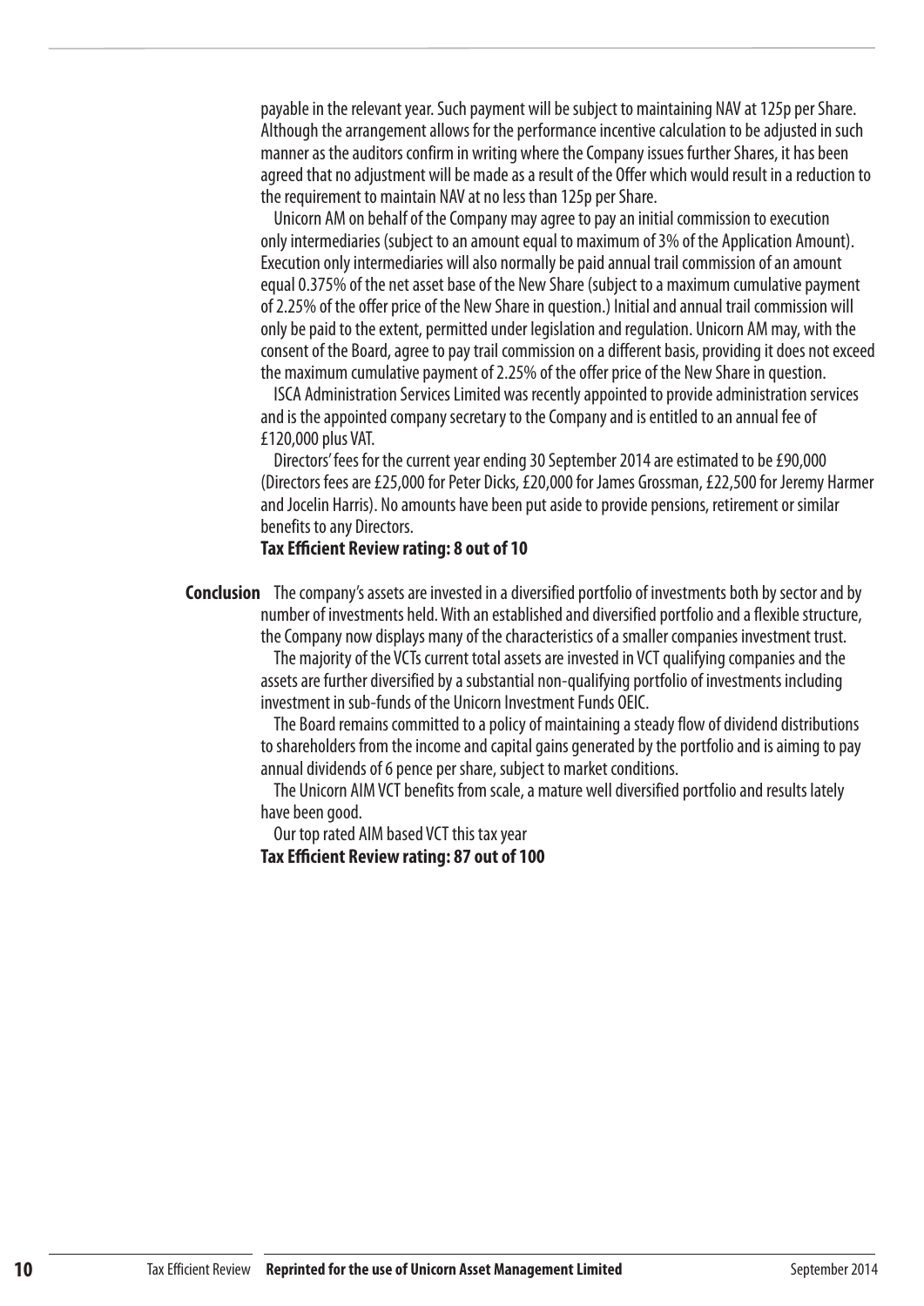payable in the relevant year. Such payment will be subject to maintaining NAV at 125p per Share. Although the arrangement allows for the performance incentive calculation to be adjusted in such manner as the auditors confirm in writing where the Company issues further Shares, it has been agreed that no adjustment will be made as a result of the Offer which would result in a reduction to the requirement to maintain NAV at no less than 125p per Share.

Unicorn AM on behalf of the Company may agree to pay an initial commission to execution only intermediaries (subject to an amount equal to maximum of 3% of the Application Amount). Execution only intermediaries will also normally be paid annual trail commission of an amount equal 0.375% of the net asset base of the New Share (subject to a maximum cumulative payment of 2.25% of the offer price of the New Share in question.) Initial and annual trail commission will only be paid to the extent, permitted under legislation and regulation. Unicorn AM may, with the consent of the Board, agree to pay trail commission on a different basis, providing it does not exceed the maximum cumulative payment of 2.25% of the offer price of the New Share in question.

ISCA Administration Services Limited was recently appointed to provide administration services and is the appointed company secretary to the Company and is entitled to an annual fee of £120,000 plus VAT.

Directors' fees for the current year ending 30 September 2014 are estimated to be £90,000 (Directors fees are £25,000 for Peter Dicks, £20,000 for James Grossman, £22,500 for Jeremy Harmer and Jocelin Harris). No amounts have been put aside to provide pensions, retirement or similar benefits to any Directors.

**Tax Efficient Review rating: 8 out of 10**

**Conclusion** The company's assets are invested in a diversified portfolio of investments both by sector and by number of investments held. With an established and diversified portfolio and a flexible structure, the Company now displays many of the characteristics of a smaller companies investment trust.

The majority of the VCTs current total assets are invested in VCT qualifying companies and the assets are further diversified by a substantial non-qualifying portfolio of investments including investment in sub-funds of the Unicorn Investment Funds OEIC.

The Board remains committed to a policy of maintaining a steady flow of dividend distributions to shareholders from the income and capital gains generated by the portfolio and is aiming to pay annual dividends of 6 pence per share, subject to market conditions.

The Unicorn AIM VCT benefits from scale, a mature well diversified portfolio and results lately have been good.

Our top rated AIM based VCT this tax year

**Tax Efficient Review rating: 87 out of 100**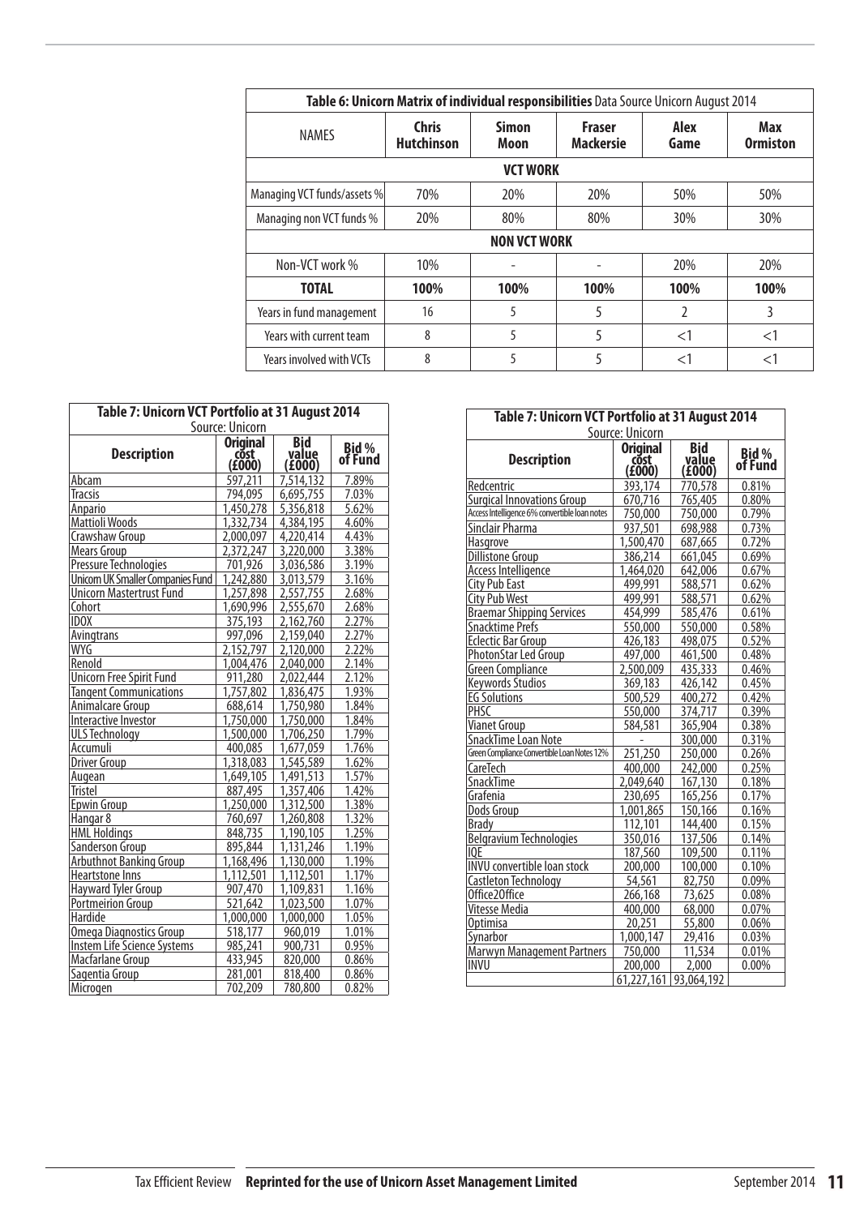**Table 6: Unicorn Matrix of individual responsibilities** Data Source Unicorn August 2014

| NAMES | Chris Hutchinson | Simon Moon | Fraser Mackersie | Alex Game | Max Ormiston |
|---|---|---|---|---|---|
| **VCT WORK** | | | | | |
| Managing VCT funds/assets % | 70% | 20% | 20% | 50% | 50% |
| Managing non VCT funds % | 20% | 80% | 80% | 30% | 30% |
| **NON VCT WORK** | | | | | |
| Non-VCT work % | 10% | - | - | 20% | 20% |
| **TOTAL** | **100%** | **100%** | **100%** | **100%** | **100%** |
| Years in fund management | 16 | 5 | 5 | 2 | 3 |
| Years with current team | 8 | 5 | 5 | <1 | <1 |
| Years involved with VCTs | 8 | 5 | 5 | <1 | <1 |

**Table 7: Unicorn VCT Portfolio at 31 August 2014**
Source: Unicorn

| Description | Original cost (£000) | Bid value (£000) | Bid % of Fund |
|---|---|---|---|
| Abcam | 597,211 | 7,514,132 | 7.89% |
| Tracsis | 794,095 | 6,695,755 | 7.03% |
| Anpario | 1,450,278 | 5,356,818 | 5.62% |
| Mattioli Woods | 1,332,734 | 4,384,195 | 4.60% |
| Crawshaw Group | 2,000,097 | 4,220,414 | 4.43% |
| Mears Group | 2,372,247 | 3,220,000 | 3.38% |
| Pressure Technologies | 701,926 | 3,036,586 | 3.19% |
| Unicorn UK Smaller Companies Fund | 1,242,880 | 3,013,579 | 3.16% |
| Unicorn Mastertrust Fund | 1,257,898 | 2,557,755 | 2.68% |
| Cohort | 1,690,996 | 2,555,670 | 2.68% |
| IDOX | 375,193 | 2,162,760 | 2.27% |
| Avingtrans | 997,096 | 2,159,040 | 2.27% |
| WYG | 2,152,797 | 2,120,000 | 2.22% |
| Renold | 1,004,476 | 2,040,000 | 2.14% |
| Unicorn Free Spirit Fund | 911,280 | 2,022,444 | 2.12% |
| Tangent Communications | 1,757,802 | 1,836,475 | 1.93% |
| Animalcare Group | 688,614 | 1,750,980 | 1.84% |
| Interactive Investor | 1,750,000 | 1,750,000 | 1.84% |
| ULS Technology | 1,500,000 | 1,706,250 | 1.79% |
| Accumuli | 400,085 | 1,677,059 | 1.76% |
| Driver Group | 1,318,083 | 1,545,589 | 1.62% |
| Augean | 1,649,105 | 1,491,513 | 1.57% |
| Tristel | 887,495 | 1,357,406 | 1.42% |
| Epwin Group | 1,250,000 | 1,312,500 | 1.38% |
| Hangar 8 | 760,697 | 1,260,808 | 1.32% |
| HML Holdings | 848,735 | 1,190,105 | 1.25% |
| Sanderson Group | 895,844 | 1,131,246 | 1.19% |
| Arbuthnot Banking Group | 1,168,496 | 1,130,000 | 1.19% |
| Heartstone Inns | 1,112,501 | 1,112,501 | 1.17% |
| Hayward Tyler Group | 907,470 | 1,109,831 | 1.16% |
| Portmeirion Group | 521,642 | 1,023,500 | 1.07% |
| Hardide | 1,000,000 | 1,000,000 | 1.05% |
| Omega Diagnostics Group | 518,177 | 960,019 | 1.01% |
| Instem Life Science Systems | 985,241 | 900,731 | 0.95% |
| Macfarlane Group | 433,945 | 820,000 | 0.86% |
| Sagentia Group | 281,001 | 818,400 | 0.86% |
| Microgen | 702,209 | 780,800 | 0.82% |
| Redcentric | 393,174 | 770,578 | 0.81% |
| Surgical Innovations Group | 670,716 | 765,405 | 0.80% |
| Access Intelligence 6% convertible loan notes | 750,000 | 750,000 | 0.79% |
| Sinclair Pharma | 937,501 | 698,988 | 0.73% |
| Hasgrove | 1,500,470 | 687,665 | 0.72% |
| Dillistone Group | 386,214 | 661,045 | 0.69% |
| Access Intelligence | 1,464,020 | 642,006 | 0.67% |
| City Pub East | 499,991 | 588,571 | 0.62% |
| City Pub West | 499,991 | 588,571 | 0.62% |
| Braemar Shipping Services | 454,999 | 585,476 | 0.61% |
| Snacktime Prefs | 550,000 | 550,000 | 0.58% |
| Eclectic Bar Group | 426,183 | 498,075 | 0.52% |
| PhotonStar Led Group | 497,000 | 461,500 | 0.48% |
| Green Compliance | 2,500,009 | 435,333 | 0.46% |
| Keywords Studios | 369,183 | 426,142 | 0.45% |
| EG Solutions | 500,529 | 400,272 | 0.42% |
| PHSC | 550,000 | 374,717 | 0.39% |
| Vianet Group | 584,581 | 365,904 | 0.38% |
| SnackTime Loan Note | - | 300,000 | 0.31% |
| Green Compliance Convertible Loan Notes 12% | 251,250 | 250,000 | 0.26% |
| CareTech | 400,000 | 242,000 | 0.25% |
| SnackTime | 2,049,640 | 167,130 | 0.18% |
| Grafenia | 230,695 | 165,256 | 0.17% |
| Dods Group | 1,001,865 | 150,166 | 0.16% |
| Brady | 112,101 | 144,400 | 0.15% |
| Belgravium Technologies | 350,016 | 137,506 | 0.14% |
| IQE | 187,560 | 109,500 | 0.11% |
| INVU convertible loan stock | 200,000 | 100,000 | 0.10% |
| Castleton Technology | 54,561 | 82,750 | 0.09% |
| Office2Office | 266,168 | 73,625 | 0.08% |
| Vitesse Media | 400,000 | 68,000 | 0.07% |
| Optimisa | 20,251 | 55,800 | 0.06% |
| Synarbor | 1,000,147 | 29,416 | 0.03% |
| Marwyn Management Partners | 750,000 | 11,534 | 0.01% |
| INVU | 200,000 | 2,000 | 0.00% |
| | 61,227,161 | 93,064,192 | |

Tax Efficient Review **Reprinted for the use of Unicorn Asset Management Limited** September 2014